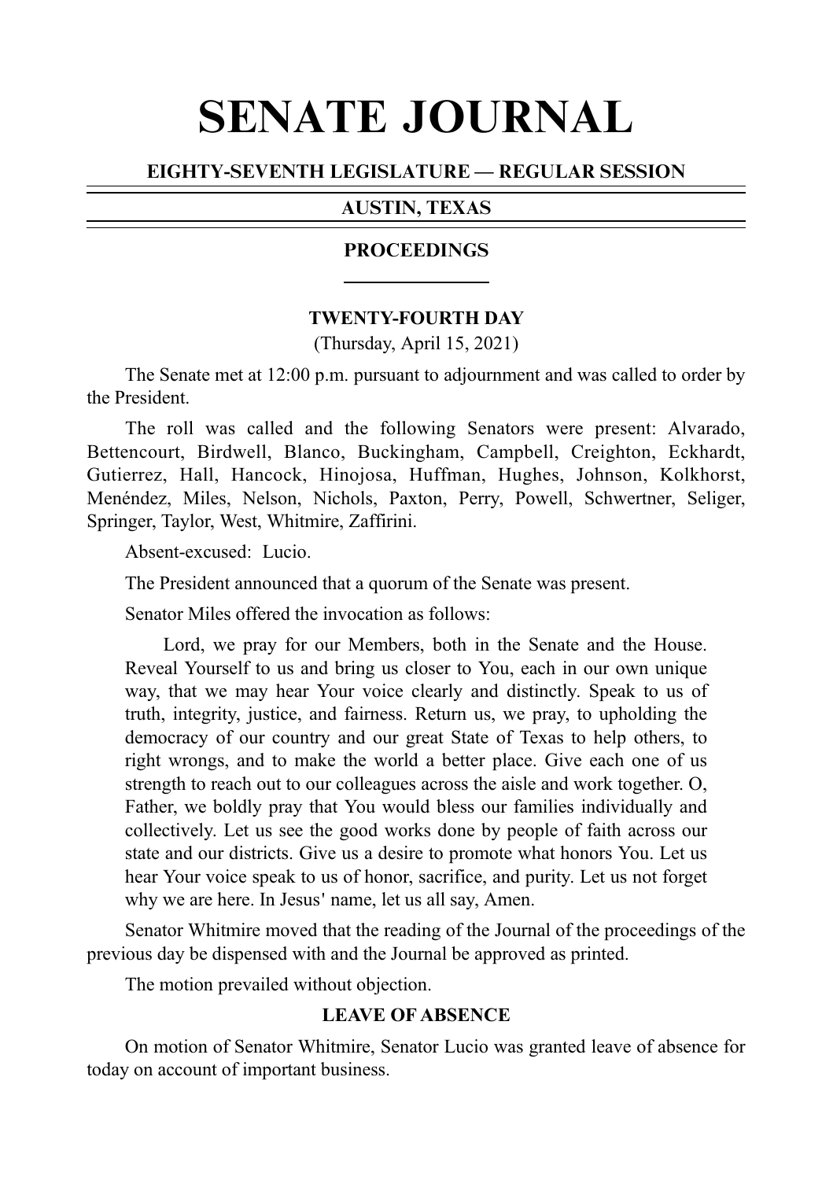# SENATE JOURNAL

**EIGHTY-SEVENTH LEGISLATURE — REGULAR SESSION**

**AUSTIN, TEXAS**

**PROCEEDINGS**

## TWENTY-FOURTH DAY

(Thursday, April 15, 2021)

The Senate met at 12:00 p.m. pursuant to adjournment and was called to order by the President.

The roll was called and the following Senators were present: Alvarado, Bettencourt, Birdwell, Blanco, Buckingham, Campbell, Creighton, Eckhardt, Gutierrez, Hall, Hancock, Hinojosa, Huffman, Hughes, Johnson, Kolkhorst, Menéndez, Miles, Nelson, Nichols, Paxton, Perry, Powell, Schwertner, Seliger, Springer, Taylor, West, Whitmire, Zaffirini.

Absent-excused: Lucio.

The President announced that a quorum of the Senate was present.

Senator Miles offered the invocation as follows:

> Lord, we pray for our Members, both in the Senate and the House. Reveal Yourself to us and bring us closer to You, each in our own unique way, that we may hear Your voice clearly and distinctly. Speak to us of truth, integrity, justice, and fairness. Return us, we pray, to upholding the democracy of our country and our great State of Texas to help others, to right wrongs, and to make the world a better place. Give each one of us strength to reach out to our colleagues across the aisle and work together. O, Father, we boldly pray that You would bless our families individually and collectively. Let us see the good works done by people of faith across our state and our districts. Give us a desire to promote what honors You. Let us hear Your voice speak to us of honor, sacrifice, and purity. Let us not forget why we are here. In Jesus' name, let us all say, Amen.

Senator Whitmire moved that the reading of the Journal of the proceedings of the previous day be dispensed with and the Journal be approved as printed.

The motion prevailed without objection.

### LEAVE OF ABSENCE

On motion of Senator Whitmire, Senator Lucio was granted leave of absence for today on account of important business.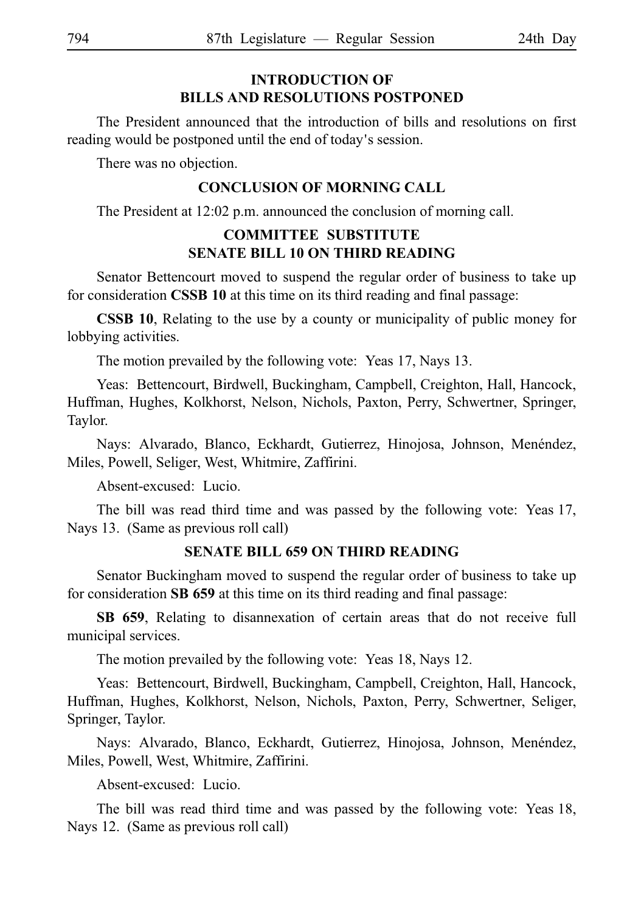## INTRODUCTION OF BILLS AND RESOLUTIONS POSTPONED

The President announced that the introduction of bills and resolutions on first reading would be postponed until the end of today's session.

There was no objection.

## CONCLUSION OF MORNING CALL

The President at 12:02 p.m. announced the conclusion of morning call.

## COMMITTEE SUBSTITUTE SENATE BILL 10 ON THIRD READING

Senator Bettencourt moved to suspend the regular order of business to take up for consideration **CSSB 10** at this time on its third reading and final passage:

**CSSB 10**, Relating to the use by a county or municipality of public money for lobbying activities.

The motion prevailed by the following vote: Yeas 17, Nays 13.

Yeas: Bettencourt, Birdwell, Buckingham, Campbell, Creighton, Hall, Hancock, Huffman, Hughes, Kolkhorst, Nelson, Nichols, Paxton, Perry, Schwertner, Springer, Taylor.

Nays: Alvarado, Blanco, Eckhardt, Gutierrez, Hinojosa, Johnson, Menéndez, Miles, Powell, Seliger, West, Whitmire, Zaffirini.

Absent-excused: Lucio.

The bill was read third time and was passed by the following vote: Yeas 17, Nays 13. (Same as previous roll call)

## SENATE BILL 659 ON THIRD READING

Senator Buckingham moved to suspend the regular order of business to take up for consideration **SB 659** at this time on its third reading and final passage:

**SB 659**, Relating to disannexation of certain areas that do not receive full municipal services.

The motion prevailed by the following vote: Yeas 18, Nays 12.

Yeas: Bettencourt, Birdwell, Buckingham, Campbell, Creighton, Hall, Hancock, Huffman, Hughes, Kolkhorst, Nelson, Nichols, Paxton, Perry, Schwertner, Seliger, Springer, Taylor.

Nays: Alvarado, Blanco, Eckhardt, Gutierrez, Hinojosa, Johnson, Menéndez, Miles, Powell, West, Whitmire, Zaffirini.

Absent-excused: Lucio.

The bill was read third time and was passed by the following vote: Yeas 18, Nays 12. (Same as previous roll call)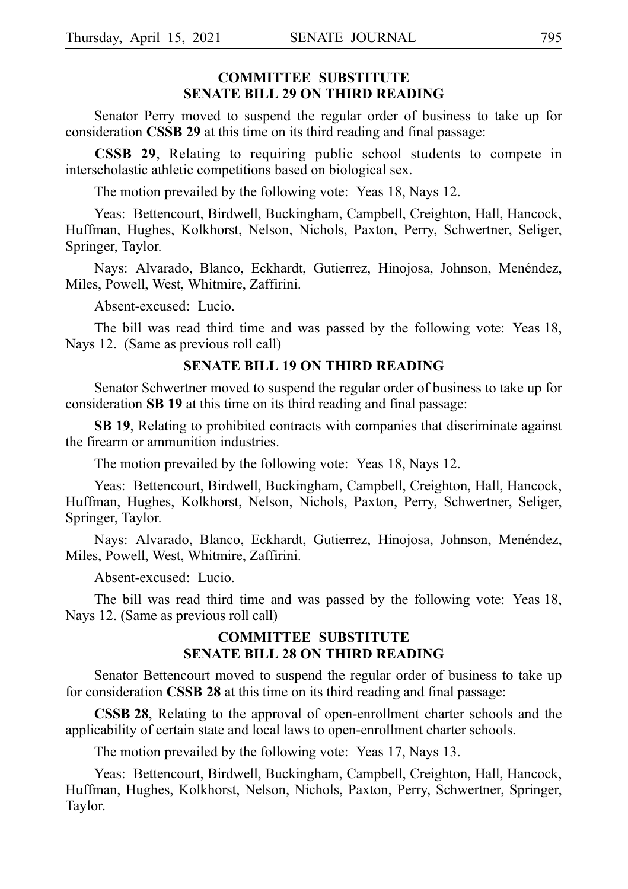## COMMITTEE SUBSTITUTE SENATE BILL 29 ON THIRD READING

Senator Perry moved to suspend the regular order of business to take up for consideration **CSSB 29** at this time on its third reading and final passage:

**CSSB 29**, Relating to requiring public school students to compete in interscholastic athletic competitions based on biological sex.

The motion prevailed by the following vote: Yeas 18, Nays 12.

Yeas: Bettencourt, Birdwell, Buckingham, Campbell, Creighton, Hall, Hancock, Huffman, Hughes, Kolkhorst, Nelson, Nichols, Paxton, Perry, Schwertner, Seliger, Springer, Taylor.

Nays: Alvarado, Blanco, Eckhardt, Gutierrez, Hinojosa, Johnson, Menéndez, Miles, Powell, West, Whitmire, Zaffirini.

Absent-excused: Lucio.

The bill was read third time and was passed by the following vote: Yeas 18, Nays 12. (Same as previous roll call)

## SENATE BILL 19 ON THIRD READING

Senator Schwertner moved to suspend the regular order of business to take up for consideration **SB 19** at this time on its third reading and final passage:

**SB 19**, Relating to prohibited contracts with companies that discriminate against the firearm or ammunition industries.

The motion prevailed by the following vote: Yeas 18, Nays 12.

Yeas: Bettencourt, Birdwell, Buckingham, Campbell, Creighton, Hall, Hancock, Huffman, Hughes, Kolkhorst, Nelson, Nichols, Paxton, Perry, Schwertner, Seliger, Springer, Taylor.

Nays: Alvarado, Blanco, Eckhardt, Gutierrez, Hinojosa, Johnson, Menéndez, Miles, Powell, West, Whitmire, Zaffirini.

Absent-excused: Lucio.

The bill was read third time and was passed by the following vote: Yeas 18, Nays 12. (Same as previous roll call)

## COMMITTEE SUBSTITUTE SENATE BILL 28 ON THIRD READING

Senator Bettencourt moved to suspend the regular order of business to take up for consideration **CSSB 28** at this time on its third reading and final passage:

**CSSB 28**, Relating to the approval of open-enrollment charter schools and the applicability of certain state and local laws to open-enrollment charter schools.

The motion prevailed by the following vote: Yeas 17, Nays 13.

Yeas: Bettencourt, Birdwell, Buckingham, Campbell, Creighton, Hall, Hancock, Huffman, Hughes, Kolkhorst, Nelson, Nichols, Paxton, Perry, Schwertner, Springer, Taylor.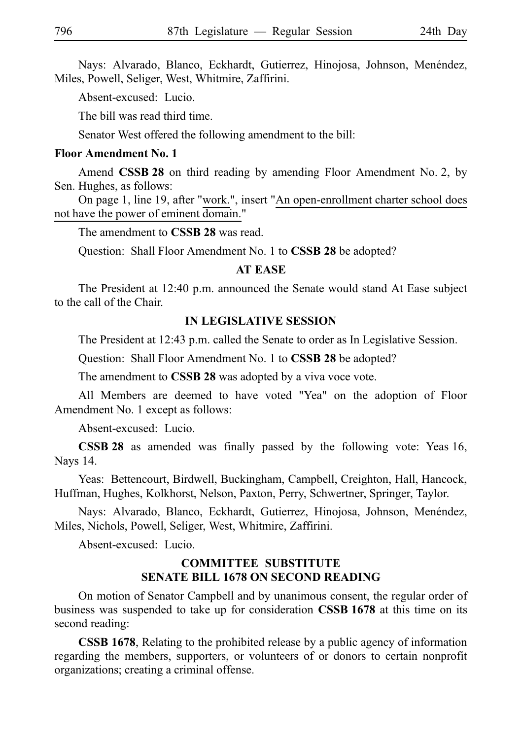Nays: Alvarado, Blanco, Eckhardt, Gutierrez, Hinojosa, Johnson, Menéndez, Miles, Powell, Seliger, West, Whitmire, Zaffirini.

Absent-excused: Lucio.

The bill was read third time.

Senator West offered the following amendment to the bill:

**Floor Amendment No. 1**

Amend **CSSB 28** on third reading by amending Floor Amendment No. 2, by Sen. Hughes, as follows:

On page 1, line 19, after "work.", insert "An open-enrollment charter school does not have the power of eminent domain."

The amendment to **CSSB 28** was read.

Question: Shall Floor Amendment No. 1 to **CSSB 28** be adopted?

**AT EASE**

The President at 12:40 p.m. announced the Senate would stand At Ease subject to the call of the Chair.

**IN LEGISLATIVE SESSION**

The President at 12:43 p.m. called the Senate to order as In Legislative Session.

Question: Shall Floor Amendment No. 1 to **CSSB 28** be adopted?

The amendment to **CSSB 28** was adopted by a viva voce vote.

All Members are deemed to have voted "Yea" on the adoption of Floor Amendment No. 1 except as follows:

Absent-excused: Lucio.

**CSSB 28** as amended was finally passed by the following vote: Yeas 16, Nays 14.

Yeas: Bettencourt, Birdwell, Buckingham, Campbell, Creighton, Hall, Hancock, Huffman, Hughes, Kolkhorst, Nelson, Paxton, Perry, Schwertner, Springer, Taylor.

Nays: Alvarado, Blanco, Eckhardt, Gutierrez, Hinojosa, Johnson, Menéndez, Miles, Nichols, Powell, Seliger, West, Whitmire, Zaffirini.

Absent-excused: Lucio.

**COMMITTEE SUBSTITUTE SENATE BILL 1678 ON SECOND READING**

On motion of Senator Campbell and by unanimous consent, the regular order of business was suspended to take up for consideration **CSSB 1678** at this time on its second reading:

**CSSB 1678**, Relating to the prohibited release by a public agency of information regarding the members, supporters, or volunteers of or donors to certain nonprofit organizations; creating a criminal offense.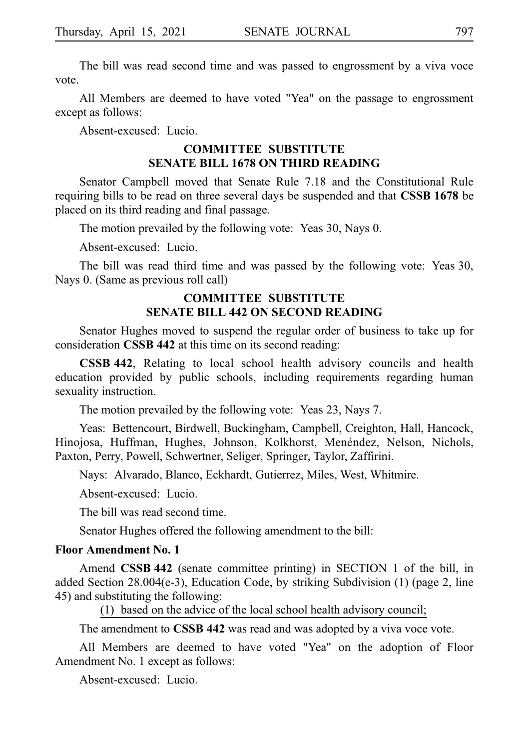The bill was read second time and was passed to engrossment by a viva voce vote.

All Members are deemed to have voted "Yea" on the passage to engrossment except as follows:

Absent-excused: Lucio.

## COMMITTEE SUBSTITUTE SENATE BILL 1678 ON THIRD READING

Senator Campbell moved that Senate Rule 7.18 and the Constitutional Rule requiring bills to be read on three several days be suspended and that **CSSB 1678** be placed on its third reading and final passage.

The motion prevailed by the following vote: Yeas 30, Nays 0.

Absent-excused: Lucio.

The bill was read third time and was passed by the following vote: Yeas 30, Nays 0. (Same as previous roll call)

## COMMITTEE SUBSTITUTE SENATE BILL 442 ON SECOND READING

Senator Hughes moved to suspend the regular order of business to take up for consideration **CSSB 442** at this time on its second reading:

**CSSB 442**, Relating to local school health advisory councils and health education provided by public schools, including requirements regarding human sexuality instruction.

The motion prevailed by the following vote: Yeas 23, Nays 7.

Yeas: Bettencourt, Birdwell, Buckingham, Campbell, Creighton, Hall, Hancock, Hinojosa, Huffman, Hughes, Johnson, Kolkhorst, Menéndez, Nelson, Nichols, Paxton, Perry, Powell, Schwertner, Seliger, Springer, Taylor, Zaffirini.

Nays: Alvarado, Blanco, Eckhardt, Gutierrez, Miles, West, Whitmire.

Absent-excused: Lucio.

The bill was read second time.

Senator Hughes offered the following amendment to the bill:

**Floor Amendment No. 1**

Amend **CSSB 442** (senate committee printing) in SECTION 1 of the bill, in added Section 28.004(e-3), Education Code, by striking Subdivision (1) (page 2, line 45) and substituting the following:

(1) based on the advice of the local school health advisory council;

The amendment to **CSSB 442** was read and was adopted by a viva voce vote.

All Members are deemed to have voted "Yea" on the adoption of Floor Amendment No. 1 except as follows:

Absent-excused: Lucio.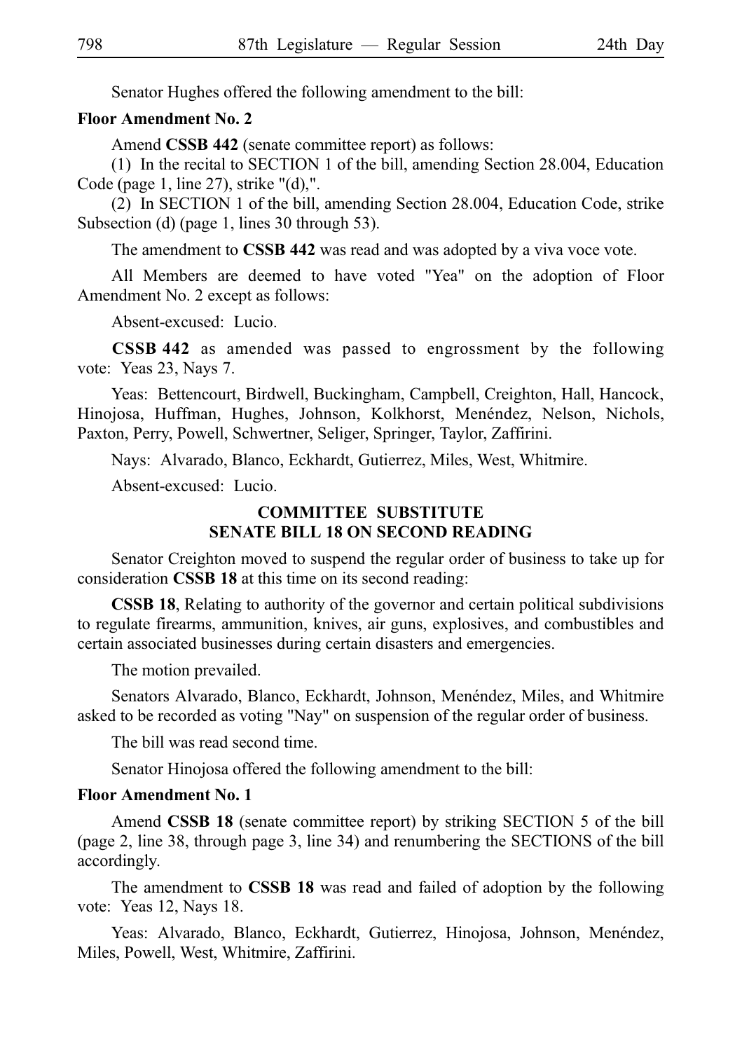Senator Hughes offered the following amendment to the bill:

**Floor Amendment No. 2**

Amend **CSSB 442** (senate committee report) as follows:

(1) In the recital to SECTION 1 of the bill, amending Section 28.004, Education Code (page 1, line 27), strike "(d),".

(2) In SECTION 1 of the bill, amending Section 28.004, Education Code, strike Subsection (d) (page 1, lines 30 through 53).

The amendment to **CSSB 442** was read and was adopted by a viva voce vote.

All Members are deemed to have voted "Yea" on the adoption of Floor Amendment No. 2 except as follows:

Absent-excused: Lucio.

**CSSB 442** as amended was passed to engrossment by the following vote: Yeas 23, Nays 7.

Yeas: Bettencourt, Birdwell, Buckingham, Campbell, Creighton, Hall, Hancock, Hinojosa, Huffman, Hughes, Johnson, Kolkhorst, Menéndez, Nelson, Nichols, Paxton, Perry, Powell, Schwertner, Seliger, Springer, Taylor, Zaffirini.

Nays: Alvarado, Blanco, Eckhardt, Gutierrez, Miles, West, Whitmire.

Absent-excused: Lucio.

## COMMITTEE SUBSTITUTE SENATE BILL 18 ON SECOND READING

Senator Creighton moved to suspend the regular order of business to take up for consideration **CSSB 18** at this time on its second reading:

**CSSB 18**, Relating to authority of the governor and certain political subdivisions to regulate firearms, ammunition, knives, air guns, explosives, and combustibles and certain associated businesses during certain disasters and emergencies.

The motion prevailed.

Senators Alvarado, Blanco, Eckhardt, Johnson, Menéndez, Miles, and Whitmire asked to be recorded as voting "Nay" on suspension of the regular order of business.

The bill was read second time.

Senator Hinojosa offered the following amendment to the bill:

**Floor Amendment No. 1**

Amend **CSSB 18** (senate committee report) by striking SECTION 5 of the bill (page 2, line 38, through page 3, line 34) and renumbering the SECTIONS of the bill accordingly.

The amendment to **CSSB 18** was read and failed of adoption by the following vote: Yeas 12, Nays 18.

Yeas: Alvarado, Blanco, Eckhardt, Gutierrez, Hinojosa, Johnson, Menéndez, Miles, Powell, West, Whitmire, Zaffirini.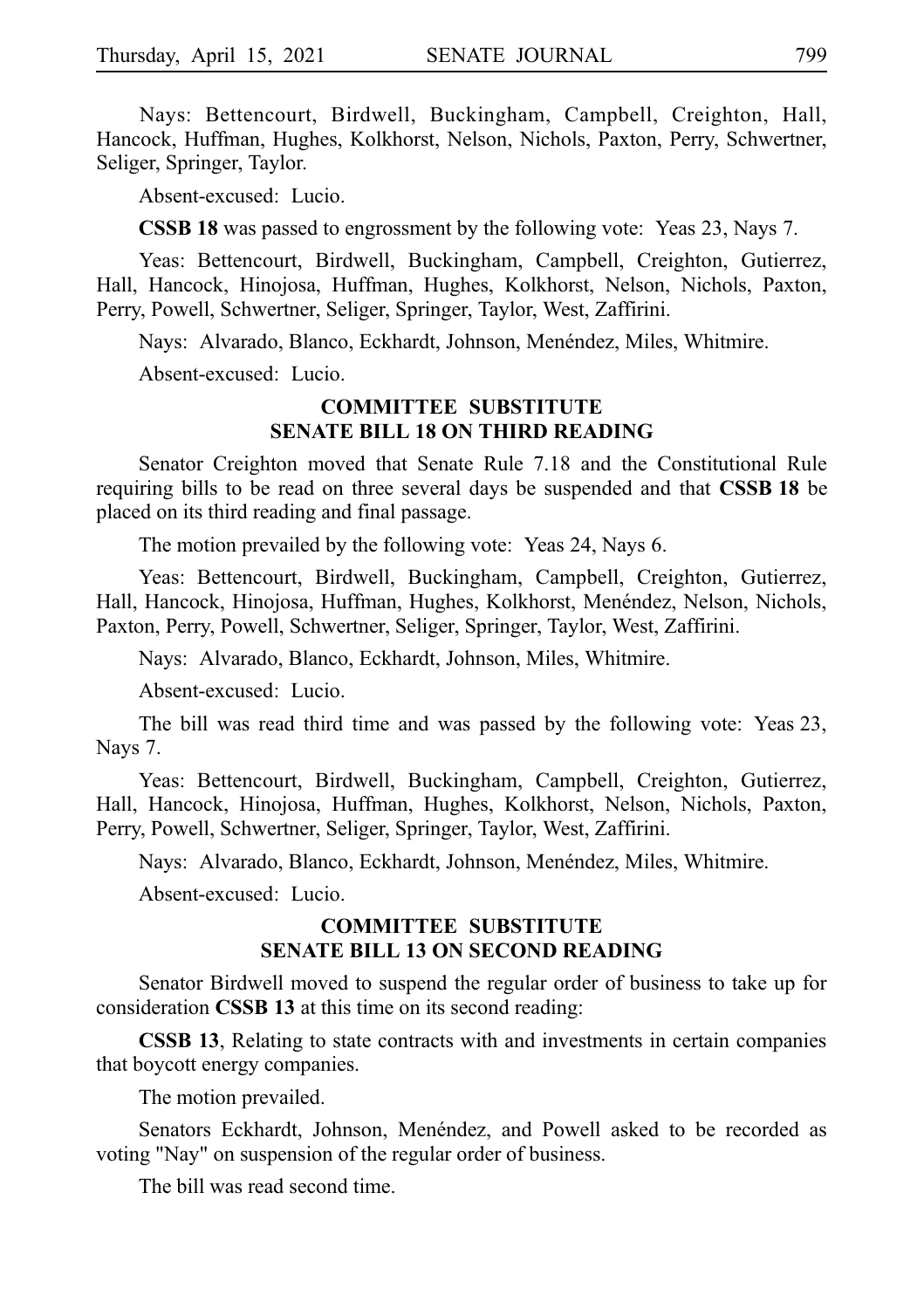Nays: Bettencourt, Birdwell, Buckingham, Campbell, Creighton, Hall, Hancock, Huffman, Hughes, Kolkhorst, Nelson, Nichols, Paxton, Perry, Schwertner, Seliger, Springer, Taylor.

Absent-excused: Lucio.

**CSSB 18** was passed to engrossment by the following vote: Yeas 23, Nays 7.

Yeas: Bettencourt, Birdwell, Buckingham, Campbell, Creighton, Gutierrez, Hall, Hancock, Hinojosa, Huffman, Hughes, Kolkhorst, Nelson, Nichols, Paxton, Perry, Powell, Schwertner, Seliger, Springer, Taylor, West, Zaffirini.

Nays: Alvarado, Blanco, Eckhardt, Johnson, Menéndez, Miles, Whitmire.

Absent-excused: Lucio.

### COMMITTEE SUBSTITUTE SENATE BILL 18 ON THIRD READING

Senator Creighton moved that Senate Rule 7.18 and the Constitutional Rule requiring bills to be read on three several days be suspended and that **CSSB 18** be placed on its third reading and final passage.

The motion prevailed by the following vote: Yeas 24, Nays 6.

Yeas: Bettencourt, Birdwell, Buckingham, Campbell, Creighton, Gutierrez, Hall, Hancock, Hinojosa, Huffman, Hughes, Kolkhorst, Menéndez, Nelson, Nichols, Paxton, Perry, Powell, Schwertner, Seliger, Springer, Taylor, West, Zaffirini.

Nays: Alvarado, Blanco, Eckhardt, Johnson, Miles, Whitmire.

Absent-excused: Lucio.

The bill was read third time and was passed by the following vote: Yeas 23, Nays 7.

Yeas: Bettencourt, Birdwell, Buckingham, Campbell, Creighton, Gutierrez, Hall, Hancock, Hinojosa, Huffman, Hughes, Kolkhorst, Nelson, Nichols, Paxton, Perry, Powell, Schwertner, Seliger, Springer, Taylor, West, Zaffirini.

Nays: Alvarado, Blanco, Eckhardt, Johnson, Menéndez, Miles, Whitmire.

Absent-excused: Lucio.

### COMMITTEE SUBSTITUTE SENATE BILL 13 ON SECOND READING

Senator Birdwell moved to suspend the regular order of business to take up for consideration **CSSB 13** at this time on its second reading:

**CSSB 13**, Relating to state contracts with and investments in certain companies that boycott energy companies.

The motion prevailed.

Senators Eckhardt, Johnson, Menéndez, and Powell asked to be recorded as voting "Nay" on suspension of the regular order of business.

The bill was read second time.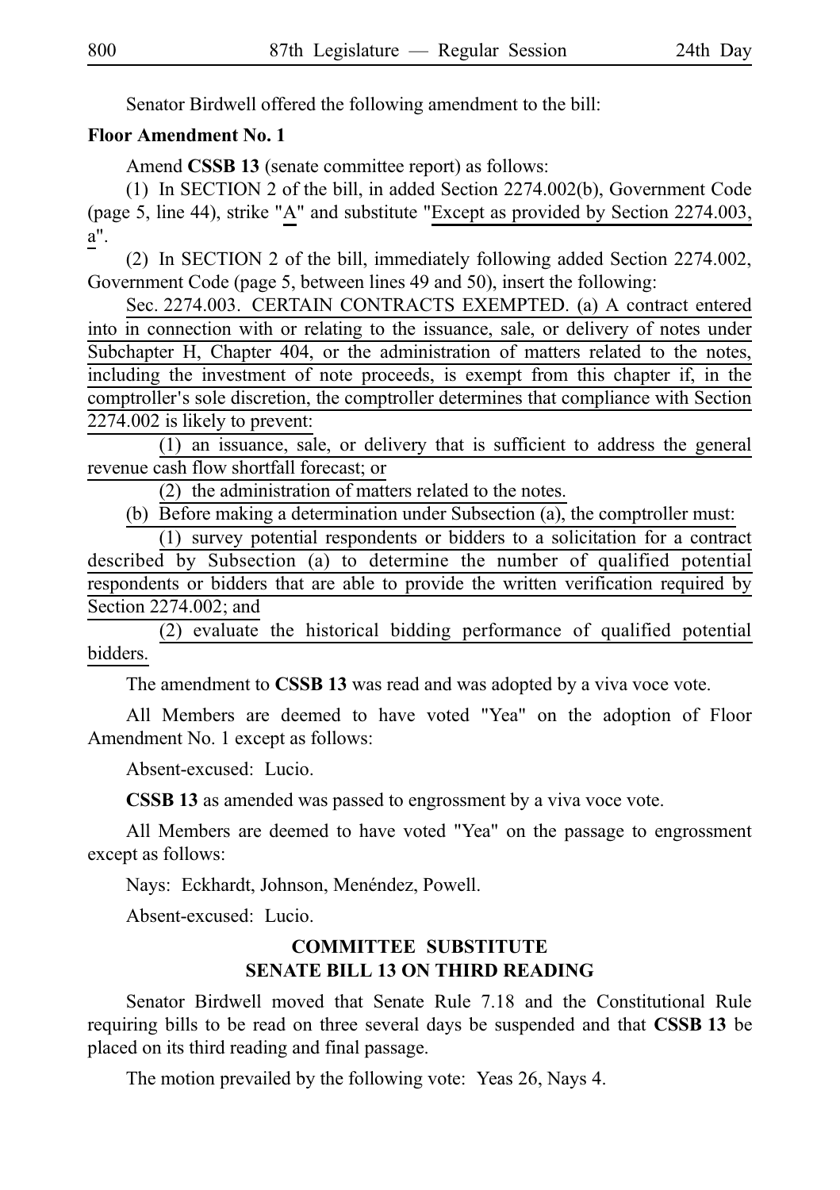Senator Birdwell offered the following amendment to the bill:

**Floor Amendment No. 1**

Amend **CSSB 13** (senate committee report) as follows:

(1) In SECTION 2 of the bill, in added Section 2274.002(b), Government Code (page 5, line 44), strike "A" and substitute "Except as provided by Section 2274.003, a".

(2) In SECTION 2 of the bill, immediately following added Section 2274.002, Government Code (page 5, between lines 49 and 50), insert the following:

Sec. 2274.003. CERTAIN CONTRACTS EXEMPTED. (a) A contract entered into in connection with or relating to the issuance, sale, or delivery of notes under Subchapter H, Chapter 404, or the administration of matters related to the notes, including the investment of note proceeds, is exempt from this chapter if, in the comptroller's sole discretion, the comptroller determines that compliance with Section 2274.002 is likely to prevent:

(1) an issuance, sale, or delivery that is sufficient to address the general revenue cash flow shortfall forecast; or

(2) the administration of matters related to the notes.

(b) Before making a determination under Subsection (a), the comptroller must:

(1) survey potential respondents or bidders to a solicitation for a contract described by Subsection (a) to determine the number of qualified potential respondents or bidders that are able to provide the written verification required by Section 2274.002; and

(2) evaluate the historical bidding performance of qualified potential bidders.

The amendment to **CSSB 13** was read and was adopted by a viva voce vote.

All Members are deemed to have voted "Yea" on the adoption of Floor Amendment No. 1 except as follows:

Absent-excused: Lucio.

**CSSB 13** as amended was passed to engrossment by a viva voce vote.

All Members are deemed to have voted "Yea" on the passage to engrossment except as follows:

Nays: Eckhardt, Johnson, Menéndez, Powell.

Absent-excused: Lucio.

## COMMITTEE SUBSTITUTE SENATE BILL 13 ON THIRD READING

Senator Birdwell moved that Senate Rule 7.18 and the Constitutional Rule requiring bills to be read on three several days be suspended and that **CSSB 13** be placed on its third reading and final passage.

The motion prevailed by the following vote: Yeas 26, Nays 4.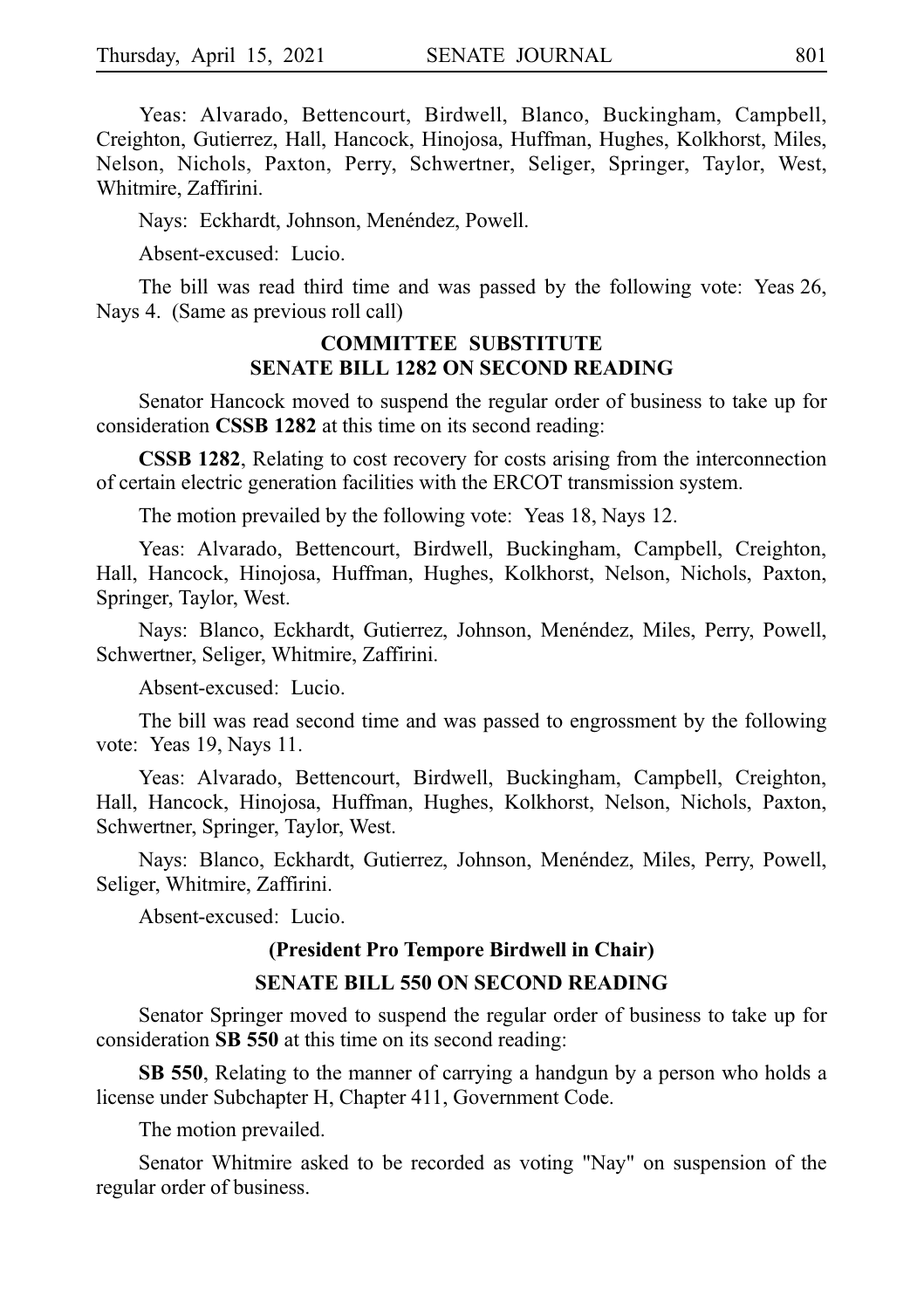Yeas: Alvarado, Bettencourt, Birdwell, Blanco, Buckingham, Campbell, Creighton, Gutierrez, Hall, Hancock, Hinojosa, Huffman, Hughes, Kolkhorst, Miles, Nelson, Nichols, Paxton, Perry, Schwertner, Seliger, Springer, Taylor, West, Whitmire, Zaffirini.

Nays: Eckhardt, Johnson, Menéndez, Powell.

Absent-excused: Lucio.

The bill was read third time and was passed by the following vote: Yeas 26, Nays 4. (Same as previous roll call)

## COMMITTEE SUBSTITUTE SENATE BILL 1282 ON SECOND READING

Senator Hancock moved to suspend the regular order of business to take up for consideration **CSSB 1282** at this time on its second reading:

**CSSB 1282**, Relating to cost recovery for costs arising from the interconnection of certain electric generation facilities with the ERCOT transmission system.

The motion prevailed by the following vote: Yeas 18, Nays 12.

Yeas: Alvarado, Bettencourt, Birdwell, Buckingham, Campbell, Creighton, Hall, Hancock, Hinojosa, Huffman, Hughes, Kolkhorst, Nelson, Nichols, Paxton, Springer, Taylor, West.

Nays: Blanco, Eckhardt, Gutierrez, Johnson, Menéndez, Miles, Perry, Powell, Schwertner, Seliger, Whitmire, Zaffirini.

Absent-excused: Lucio.

The bill was read second time and was passed to engrossment by the following vote: Yeas 19, Nays 11.

Yeas: Alvarado, Bettencourt, Birdwell, Buckingham, Campbell, Creighton, Hall, Hancock, Hinojosa, Huffman, Hughes, Kolkhorst, Nelson, Nichols, Paxton, Schwertner, Springer, Taylor, West.

Nays: Blanco, Eckhardt, Gutierrez, Johnson, Menéndez, Miles, Perry, Powell, Seliger, Whitmire, Zaffirini.

Absent-excused: Lucio.

**(President Pro Tempore Birdwell in Chair)**

## SENATE BILL 550 ON SECOND READING

Senator Springer moved to suspend the regular order of business to take up for consideration **SB 550** at this time on its second reading:

**SB 550**, Relating to the manner of carrying a handgun by a person who holds a license under Subchapter H, Chapter 411, Government Code.

The motion prevailed.

Senator Whitmire asked to be recorded as voting "Nay" on suspension of the regular order of business.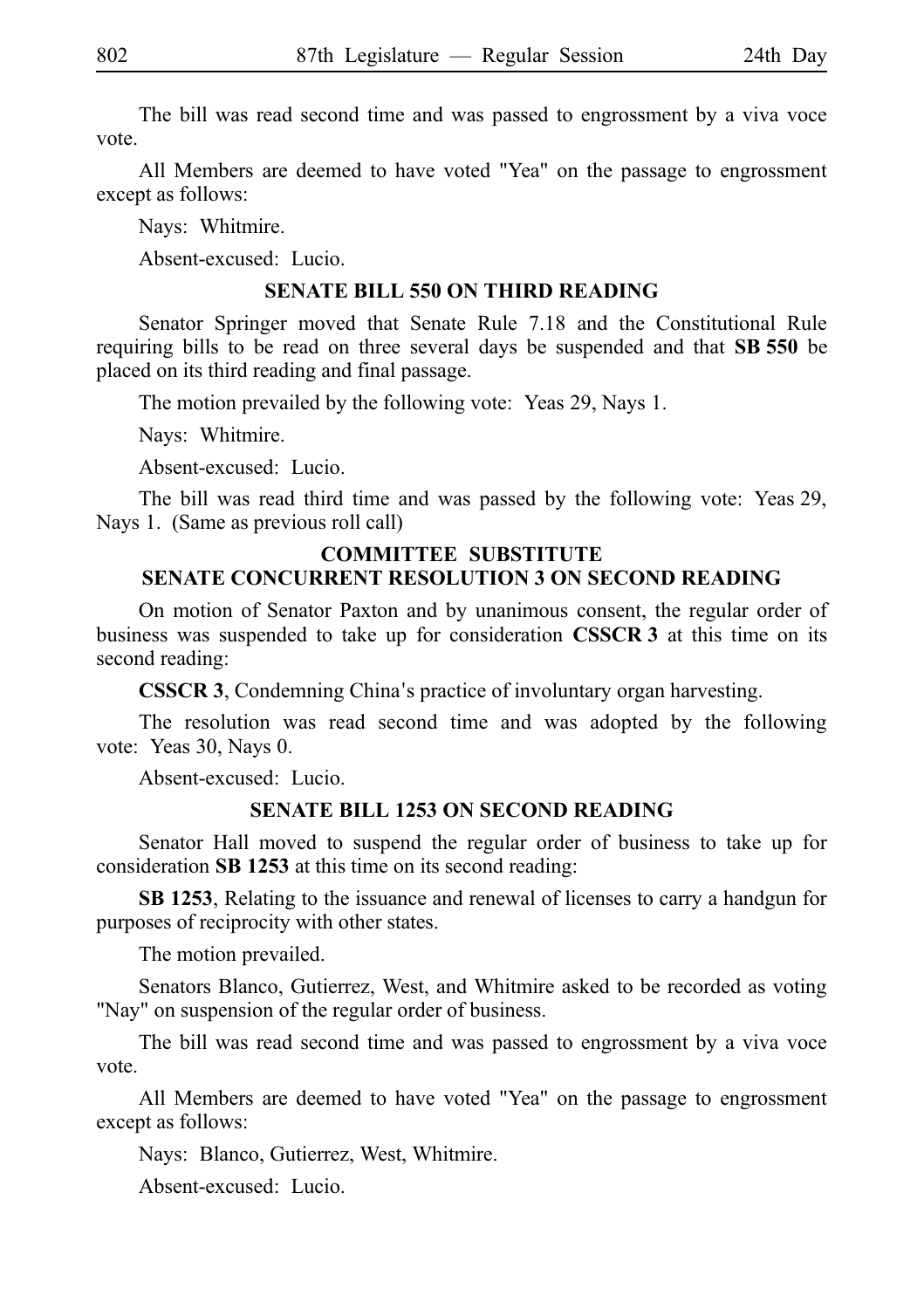The bill was read second time and was passed to engrossment by a viva voce vote.

All Members are deemed to have voted "Yea" on the passage to engrossment except as follows:

Nays: Whitmire.

Absent-excused: Lucio.

### SENATE BILL 550 ON THIRD READING

Senator Springer moved that Senate Rule 7.18 and the Constitutional Rule requiring bills to be read on three several days be suspended and that **SB 550** be placed on its third reading and final passage.

The motion prevailed by the following vote: Yeas 29, Nays 1.

Nays: Whitmire.

Absent-excused: Lucio.

The bill was read third time and was passed by the following vote: Yeas 29, Nays 1. (Same as previous roll call)

### COMMITTEE SUBSTITUTE SENATE CONCURRENT RESOLUTION 3 ON SECOND READING

On motion of Senator Paxton and by unanimous consent, the regular order of business was suspended to take up for consideration **CSSCR 3** at this time on its second reading:

**CSSCR 3**, Condemning China's practice of involuntary organ harvesting.

The resolution was read second time and was adopted by the following vote: Yeas 30, Nays 0.

Absent-excused: Lucio.

### SENATE BILL 1253 ON SECOND READING

Senator Hall moved to suspend the regular order of business to take up for consideration **SB 1253** at this time on its second reading:

**SB 1253**, Relating to the issuance and renewal of licenses to carry a handgun for purposes of reciprocity with other states.

The motion prevailed.

Senators Blanco, Gutierrez, West, and Whitmire asked to be recorded as voting "Nay" on suspension of the regular order of business.

The bill was read second time and was passed to engrossment by a viva voce vote.

All Members are deemed to have voted "Yea" on the passage to engrossment except as follows:

Nays: Blanco, Gutierrez, West, Whitmire.

Absent-excused: Lucio.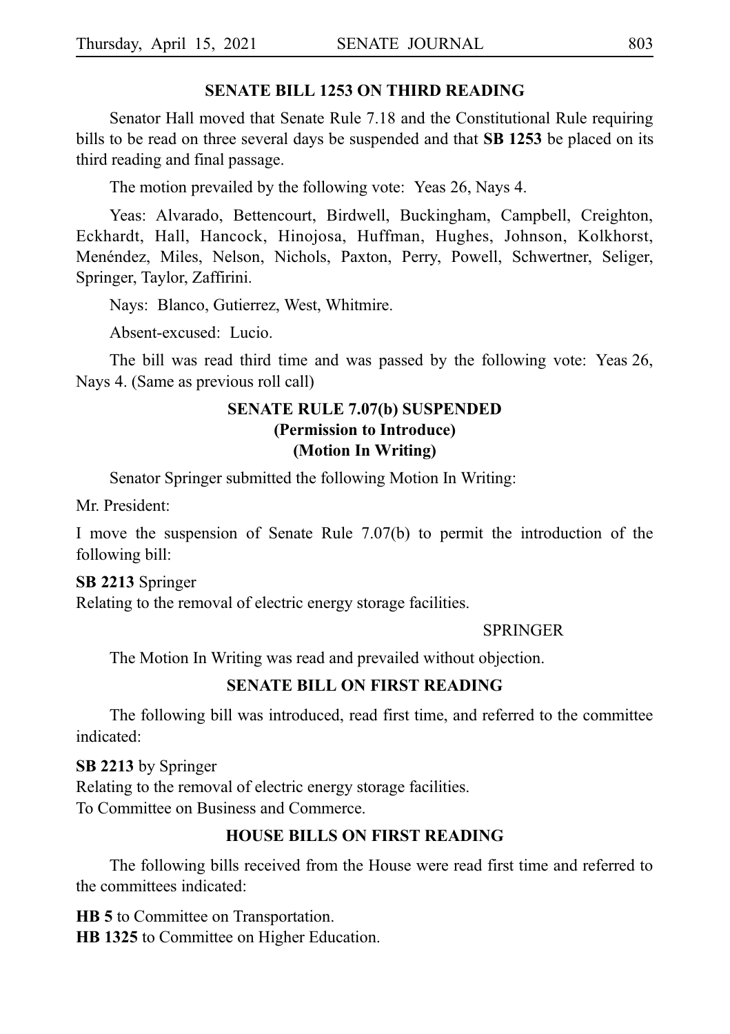## SENATE BILL 1253 ON THIRD READING

Senator Hall moved that Senate Rule 7.18 and the Constitutional Rule requiring bills to be read on three several days be suspended and that **SB 1253** be placed on its third reading and final passage.

The motion prevailed by the following vote: Yeas 26, Nays 4.

Yeas: Alvarado, Bettencourt, Birdwell, Buckingham, Campbell, Creighton, Eckhardt, Hall, Hancock, Hinojosa, Huffman, Hughes, Johnson, Kolkhorst, Menéndez, Miles, Nelson, Nichols, Paxton, Perry, Powell, Schwertner, Seliger, Springer, Taylor, Zaffirini.

Nays: Blanco, Gutierrez, West, Whitmire.

Absent-excused: Lucio.

The bill was read third time and was passed by the following vote: Yeas 26, Nays 4. (Same as previous roll call)

## SENATE RULE 7.07(b) SUSPENDED (Permission to Introduce) (Motion In Writing)

Senator Springer submitted the following Motion In Writing:

Mr. President:

I move the suspension of Senate Rule 7.07(b) to permit the introduction of the following bill:

**SB 2213** Springer
Relating to the removal of electric energy storage facilities.

SPRINGER

The Motion In Writing was read and prevailed without objection.

## SENATE BILL ON FIRST READING

The following bill was introduced, read first time, and referred to the committee indicated:

**SB 2213** by Springer
Relating to the removal of electric energy storage facilities.
To Committee on Business and Commerce.

## HOUSE BILLS ON FIRST READING

The following bills received from the House were read first time and referred to the committees indicated:

**HB 5** to Committee on Transportation.
**HB 1325** to Committee on Higher Education.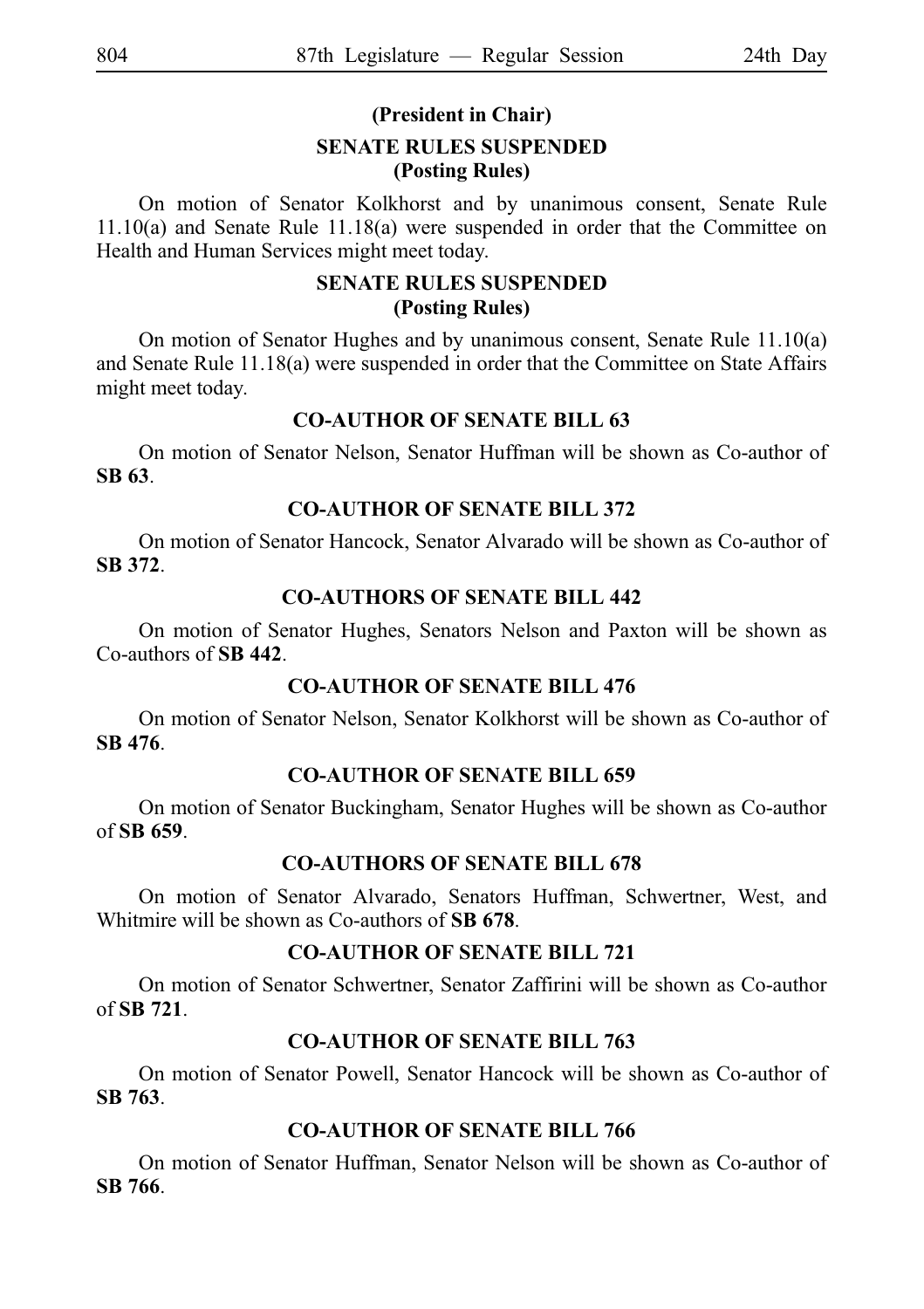**(President in Chair)**

**SENATE RULES SUSPENDED**
**(Posting Rules)**

On motion of Senator Kolkhorst and by unanimous consent, Senate Rule 11.10(a) and Senate Rule 11.18(a) were suspended in order that the Committee on Health and Human Services might meet today.

**SENATE RULES SUSPENDED**
**(Posting Rules)**

On motion of Senator Hughes and by unanimous consent, Senate Rule 11.10(a) and Senate Rule 11.18(a) were suspended in order that the Committee on State Affairs might meet today.

**CO-AUTHOR OF SENATE BILL 63**

On motion of Senator Nelson, Senator Huffman will be shown as Co-author of **SB 63**.

**CO-AUTHOR OF SENATE BILL 372**

On motion of Senator Hancock, Senator Alvarado will be shown as Co-author of **SB 372**.

**CO-AUTHORS OF SENATE BILL 442**

On motion of Senator Hughes, Senators Nelson and Paxton will be shown as Co-authors of **SB 442**.

**CO-AUTHOR OF SENATE BILL 476**

On motion of Senator Nelson, Senator Kolkhorst will be shown as Co-author of **SB 476**.

**CO-AUTHOR OF SENATE BILL 659**

On motion of Senator Buckingham, Senator Hughes will be shown as Co-author of **SB 659**.

**CO-AUTHORS OF SENATE BILL 678**

On motion of Senator Alvarado, Senators Huffman, Schwertner, West, and Whitmire will be shown as Co-authors of **SB 678**.

**CO-AUTHOR OF SENATE BILL 721**

On motion of Senator Schwertner, Senator Zaffirini will be shown as Co-author of **SB 721**.

**CO-AUTHOR OF SENATE BILL 763**

On motion of Senator Powell, Senator Hancock will be shown as Co-author of **SB 763**.

**CO-AUTHOR OF SENATE BILL 766**

On motion of Senator Huffman, Senator Nelson will be shown as Co-author of **SB 766**.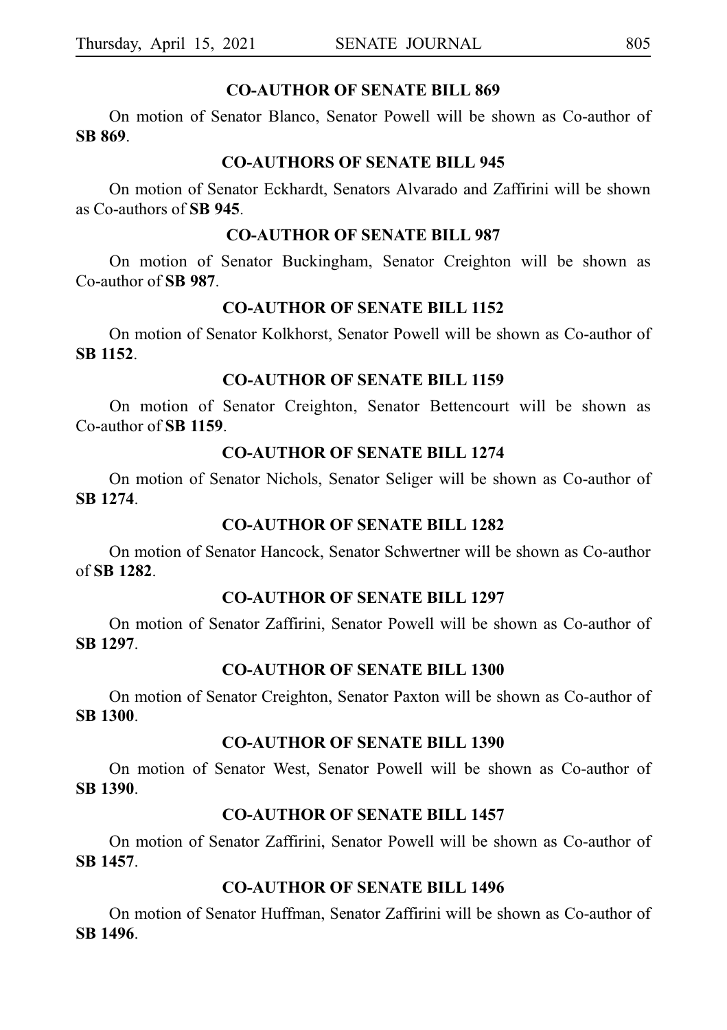## CO-AUTHOR OF SENATE BILL 869

On motion of Senator Blanco, Senator Powell will be shown as Co-author of **SB 869**.

## CO-AUTHORS OF SENATE BILL 945

On motion of Senator Eckhardt, Senators Alvarado and Zaffirini will be shown as Co-authors of **SB 945**.

## CO-AUTHOR OF SENATE BILL 987

On motion of Senator Buckingham, Senator Creighton will be shown as Co-author of **SB 987**.

## CO-AUTHOR OF SENATE BILL 1152

On motion of Senator Kolkhorst, Senator Powell will be shown as Co-author of **SB 1152**.

## CO-AUTHOR OF SENATE BILL 1159

On motion of Senator Creighton, Senator Bettencourt will be shown as Co-author of **SB 1159**.

## CO-AUTHOR OF SENATE BILL 1274

On motion of Senator Nichols, Senator Seliger will be shown as Co-author of **SB 1274**.

## CO-AUTHOR OF SENATE BILL 1282

On motion of Senator Hancock, Senator Schwertner will be shown as Co-author of **SB 1282**.

## CO-AUTHOR OF SENATE BILL 1297

On motion of Senator Zaffirini, Senator Powell will be shown as Co-author of **SB 1297**.

## CO-AUTHOR OF SENATE BILL 1300

On motion of Senator Creighton, Senator Paxton will be shown as Co-author of **SB 1300**.

## CO-AUTHOR OF SENATE BILL 1390

On motion of Senator West, Senator Powell will be shown as Co-author of **SB 1390**.

## CO-AUTHOR OF SENATE BILL 1457

On motion of Senator Zaffirini, Senator Powell will be shown as Co-author of **SB 1457**.

## CO-AUTHOR OF SENATE BILL 1496

On motion of Senator Huffman, Senator Zaffirini will be shown as Co-author of **SB 1496**.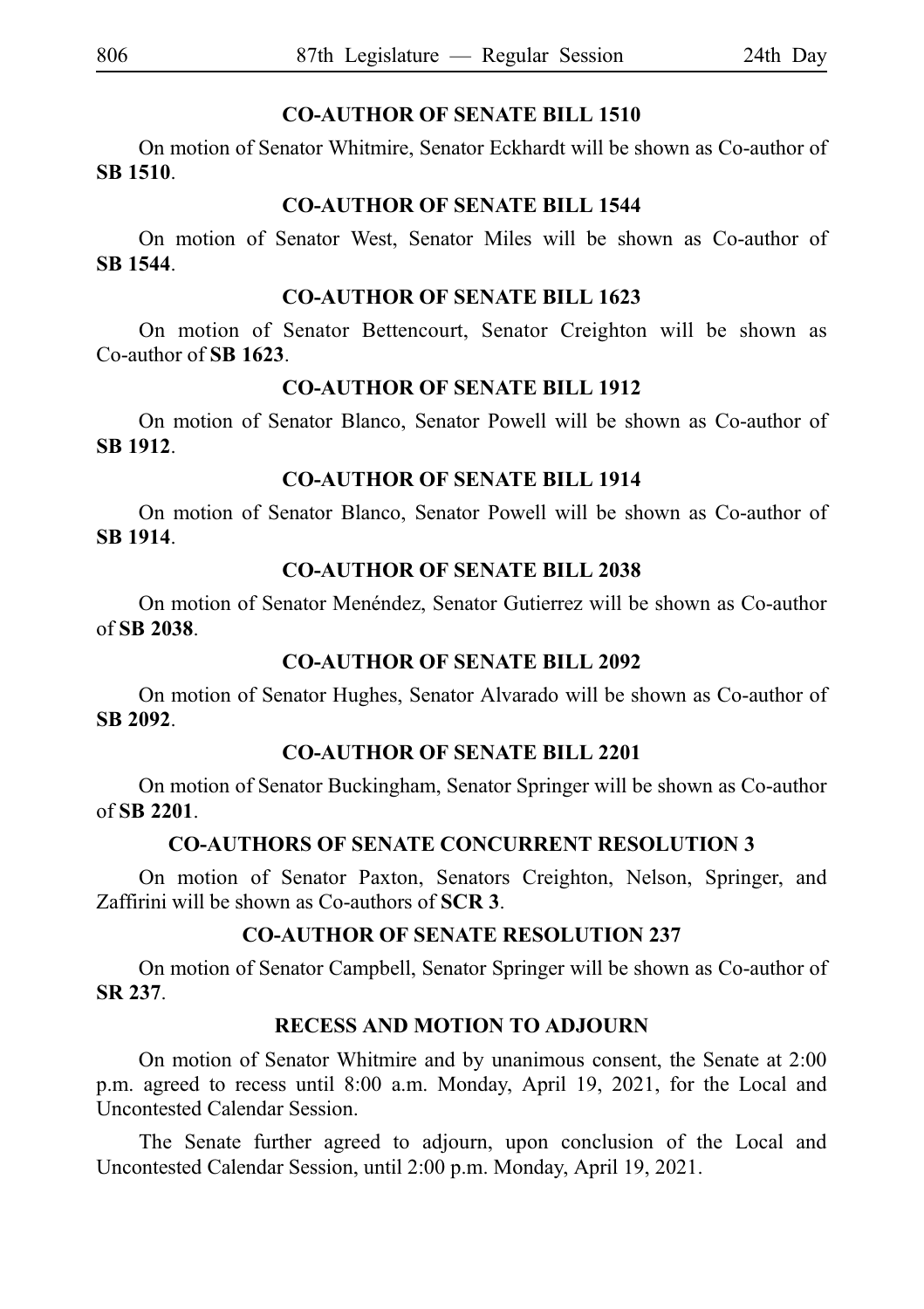### CO-AUTHOR OF SENATE BILL 1510

On motion of Senator Whitmire, Senator Eckhardt will be shown as Co-author of **SB 1510**.

### CO-AUTHOR OF SENATE BILL 1544

On motion of Senator West, Senator Miles will be shown as Co-author of **SB 1544**.

### CO-AUTHOR OF SENATE BILL 1623

On motion of Senator Bettencourt, Senator Creighton will be shown as Co-author of **SB 1623**.

### CO-AUTHOR OF SENATE BILL 1912

On motion of Senator Blanco, Senator Powell will be shown as Co-author of **SB 1912**.

### CO-AUTHOR OF SENATE BILL 1914

On motion of Senator Blanco, Senator Powell will be shown as Co-author of **SB 1914**.

### CO-AUTHOR OF SENATE BILL 2038

On motion of Senator Menéndez, Senator Gutierrez will be shown as Co-author of **SB 2038**.

### CO-AUTHOR OF SENATE BILL 2092

On motion of Senator Hughes, Senator Alvarado will be shown as Co-author of **SB 2092**.

### CO-AUTHOR OF SENATE BILL 2201

On motion of Senator Buckingham, Senator Springer will be shown as Co-author of **SB 2201**.

### CO-AUTHORS OF SENATE CONCURRENT RESOLUTION 3

On motion of Senator Paxton, Senators Creighton, Nelson, Springer, and Zaffirini will be shown as Co-authors of **SCR 3**.

### CO-AUTHOR OF SENATE RESOLUTION 237

On motion of Senator Campbell, Senator Springer will be shown as Co-author of **SR 237**.

### RECESS AND MOTION TO ADJOURN

On motion of Senator Whitmire and by unanimous consent, the Senate at 2:00 p.m. agreed to recess until 8:00 a.m. Monday, April 19, 2021, for the Local and Uncontested Calendar Session.

The Senate further agreed to adjourn, upon conclusion of the Local and Uncontested Calendar Session, until 2:00 p.m. Monday, April 19, 2021.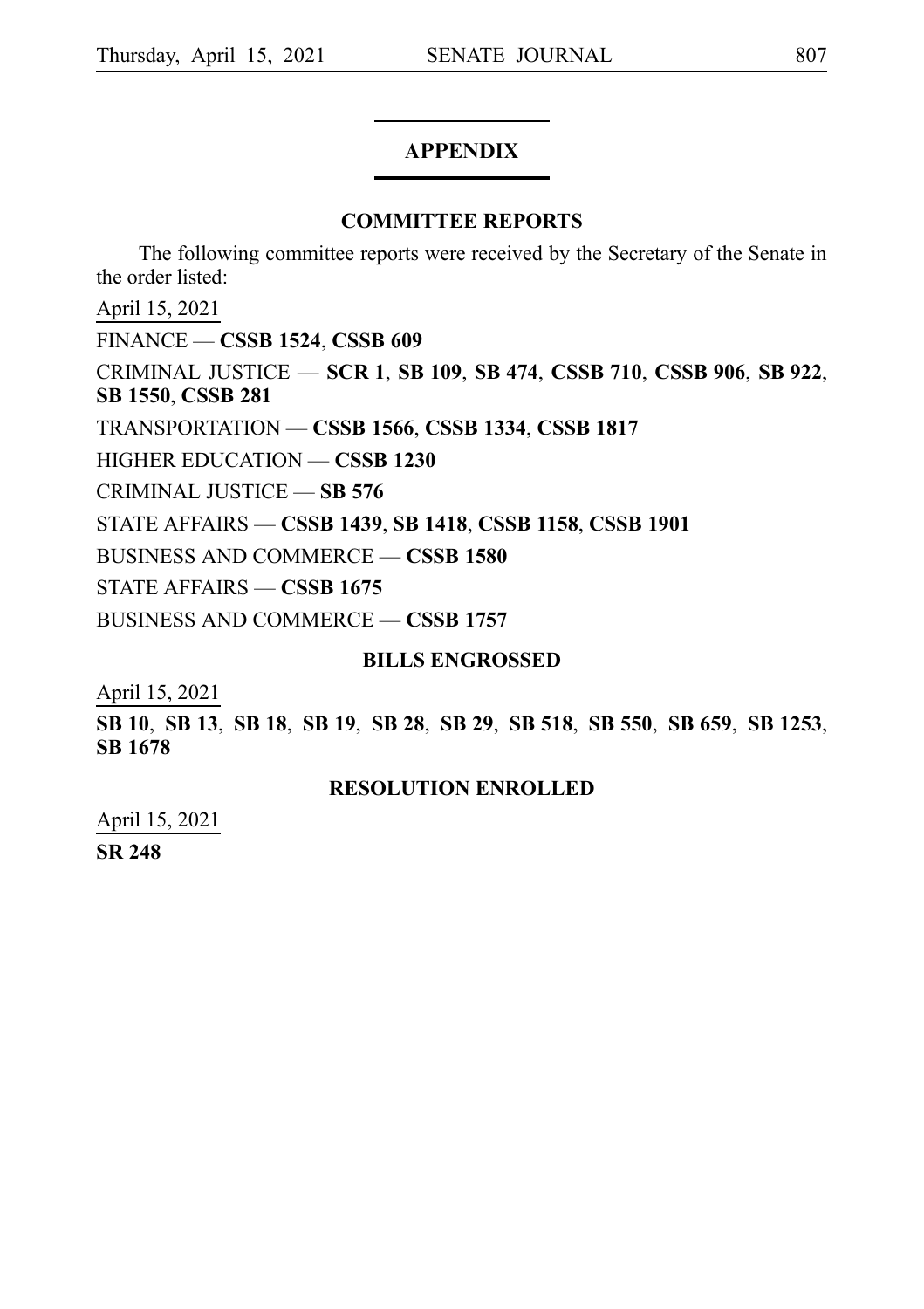## APPENDIX

### COMMITTEE REPORTS

The following committee reports were received by the Secretary of the Senate in the order listed:

April 15, 2021

FINANCE — **CSSB 1524**, **CSSB 609**

CRIMINAL JUSTICE — **SCR 1**, **SB 109**, **SB 474**, **CSSB 710**, **CSSB 906**, **SB 922**, **SB 1550**, **CSSB 281**

TRANSPORTATION — **CSSB 1566**, **CSSB 1334**, **CSSB 1817**

HIGHER EDUCATION — **CSSB 1230**

CRIMINAL JUSTICE — **SB 576**

STATE AFFAIRS — **CSSB 1439**, **SB 1418**, **CSSB 1158**, **CSSB 1901**

BUSINESS AND COMMERCE — **CSSB 1580**

STATE AFFAIRS — **CSSB 1675**

BUSINESS AND COMMERCE — **CSSB 1757**

### BILLS ENGROSSED

April 15, 2021

**SB 10**, **SB 13**, **SB 18**, **SB 19**, **SB 28**, **SB 29**, **SB 518**, **SB 550**, **SB 659**, **SB 1253**, **SB 1678**

### RESOLUTION ENROLLED

April 15, 2021

**SR 248**